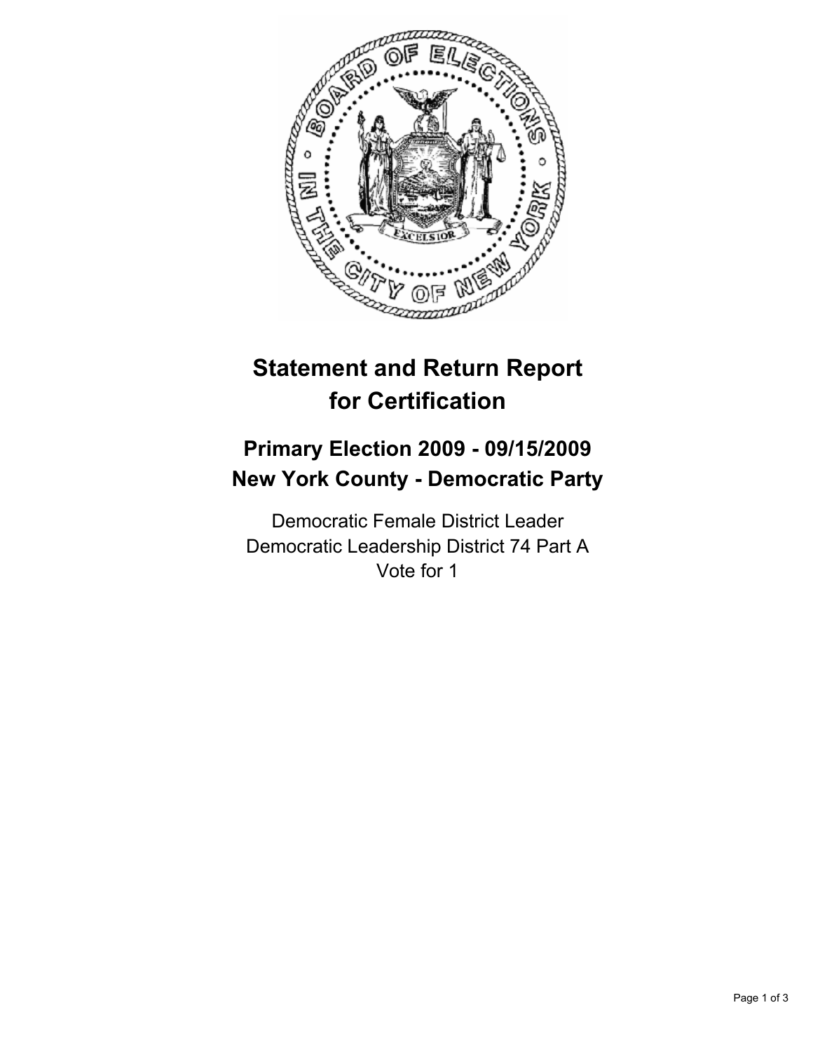# Statement and Return Report for Certification

## Primary Election 2009 - 09/15/2009
## New York County - Democratic Party

Democratic Female District Leader
Democratic Leadership District 74 Part A
Vote for 1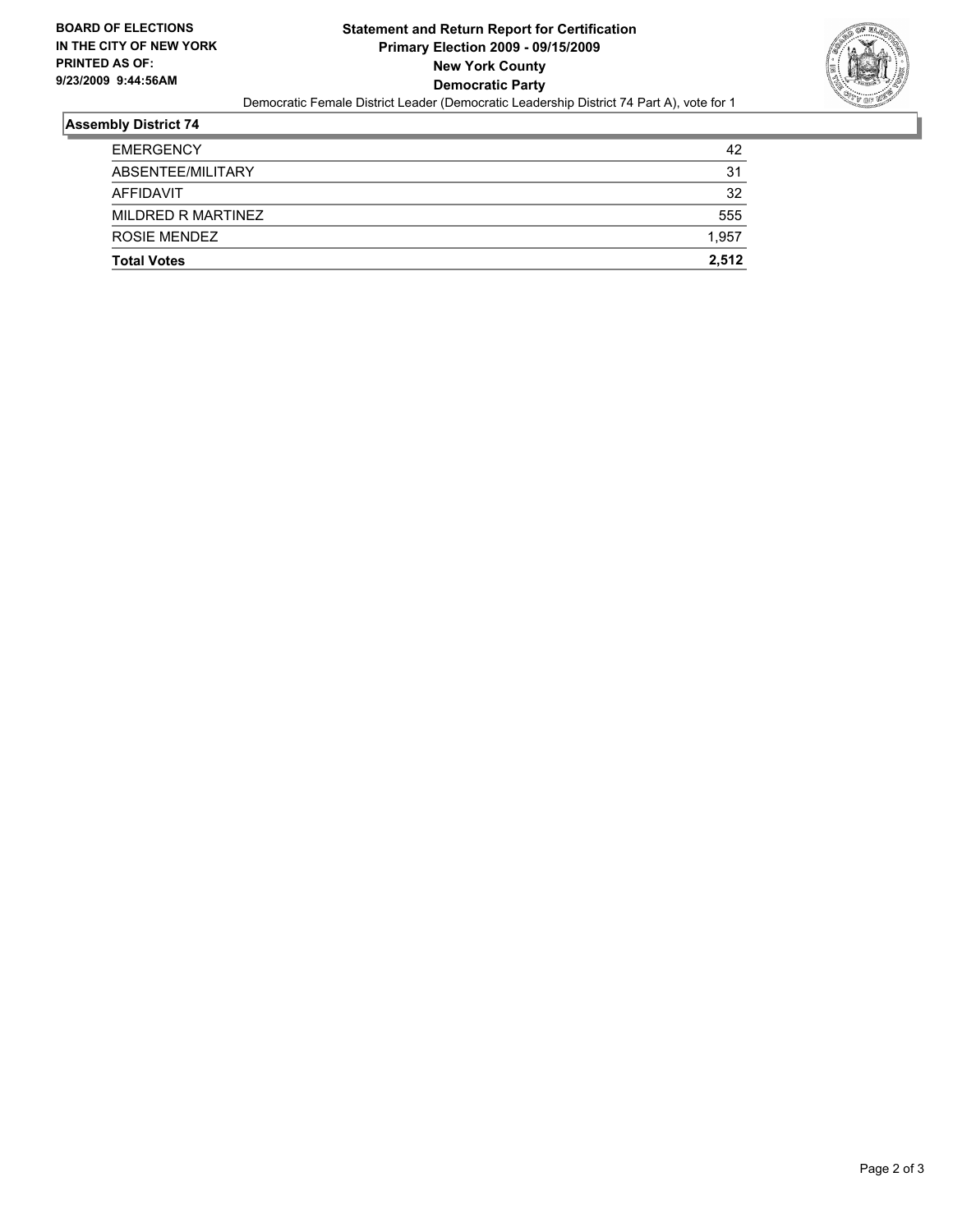**BOARD OF ELECTIONS IN THE CITY OF NEW YORK PRINTED AS OF: 9/23/2009 9:44:56AM**

# Statement and Return Report for Certification

## Primary Election 2009 - 09/15/2009

## New York County

## Democratic Party

Democratic Female District Leader (Democratic Leadership District 74 Part A), vote for 1

### Assembly District 74

| | |
|---|---|
| EMERGENCY | 42 |
| ABSENTEE/MILITARY | 31 |
| AFFIDAVIT | 32 |
| MILDRED R MARTINEZ | 555 |
| ROSIE MENDEZ | 1,957 |
| **Total Votes** | **2,512** |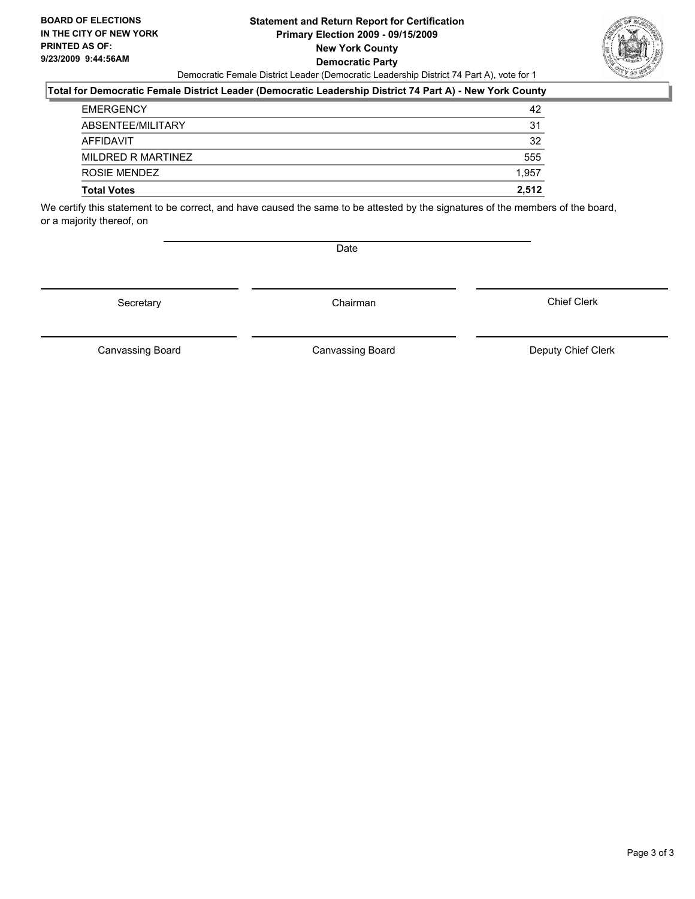BOARD OF ELECTIONS
IN THE CITY OF NEW YORK
PRINTED AS OF:
9/23/2009 9:44:56AM

**Statement and Return Report for Certification**
**Primary Election 2009 - 09/15/2009**
**New York County**
**Democratic Party**

Democratic Female District Leader (Democratic Leadership District 74 Part A), vote for 1

**Total for Democratic Female District Leader (Democratic Leadership District 74 Part A) - New York County**

| | |
|---|---|
| EMERGENCY | 42 |
| ABSENTEE/MILITARY | 31 |
| AFFIDAVIT | 32 |
| MILDRED R MARTINEZ | 555 |
| ROSIE MENDEZ | 1,957 |
| **Total Votes** | **2,512** |

We certify this statement to be correct, and have caused the same to be attested by the signatures of the members of the board, or a majority thereof, on

Date

| | | |
|---|---|---|
| Secretary | Chairman | Chief Clerk |
| Canvassing Board | Canvassing Board | Deputy Chief Clerk |